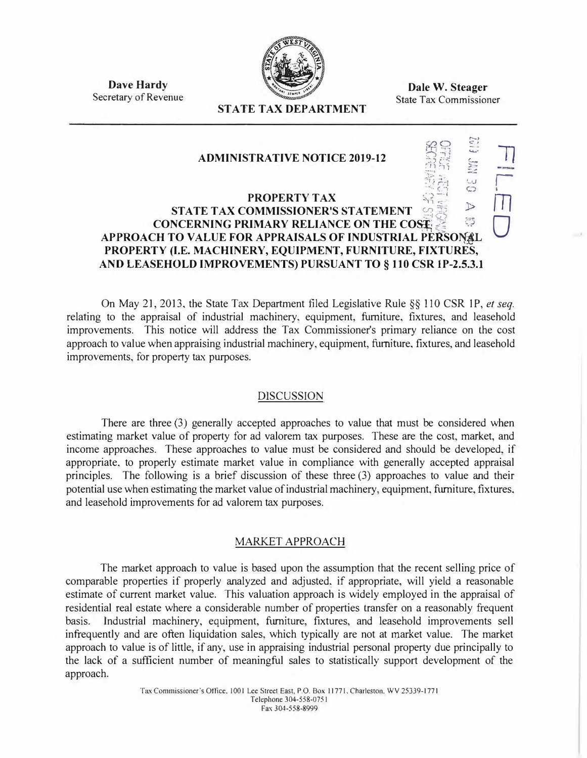**Dave Hardy**
Secretary of Revenue

**STATE TAX DEPARTMENT**

**Dale W. Steager**
State Tax Commissioner

FILED

2019 JAN 30 A

OFFICE WEST VIRGINIA SECRETARY OF STATE

# ADMINISTRATIVE NOTICE 2019-12

## PROPERTY TAX
## STATE TAX COMMISSIONER'S STATEMENT CONCERNING PRIMARY RELIANCE ON THE COST APPROACH TO VALUE FOR APPRAISALS OF INDUSTRIAL PERSONAL PROPERTY (I.E. MACHINERY, EQUIPMENT, FURNITURE, FIXTURES, AND LEASEHOLD IMPROVEMENTS) PURSUANT TO § 110 CSR 1P-2.5.3.1

On May 21, 2013, the State Tax Department filed Legislative Rule §§ 110 CSR 1P, *et seq.* relating to the appraisal of industrial machinery, equipment, furniture, fixtures, and leasehold improvements. This notice will address the Tax Commissioner's primary reliance on the cost approach to value when appraising industrial machinery, equipment, furniture, fixtures, and leasehold improvements, for property tax purposes.

## DISCUSSION

There are three (3) generally accepted approaches to value that must be considered when estimating market value of property for ad valorem tax purposes. These are the cost, market, and income approaches. These approaches to value must be considered and should be developed, if appropriate, to properly estimate market value in compliance with generally accepted appraisal principles. The following is a brief discussion of these three (3) approaches to value and their potential use when estimating the market value of industrial machinery, equipment, furniture, fixtures, and leasehold improvements for ad valorem tax purposes.

## MARKET APPROACH

The market approach to value is based upon the assumption that the recent selling price of comparable properties if properly analyzed and adjusted, if appropriate, will yield a reasonable estimate of current market value. This valuation approach is widely employed in the appraisal of residential real estate where a considerable number of properties transfer on a reasonably frequent basis. Industrial machinery, equipment, furniture, fixtures, and leasehold improvements sell infrequently and are often liquidation sales, which typically are not at market value. The market approach to value is of little, if any, use in appraising industrial personal property due principally to the lack of a sufficient number of meaningful sales to statistically support development of the approach.

Tax Commissioner's Office, 1001 Lee Street East, P.O. Box 11771, Charleston, WV 25339-1771
Telephone 304-558-0751
Fax 304-558-8999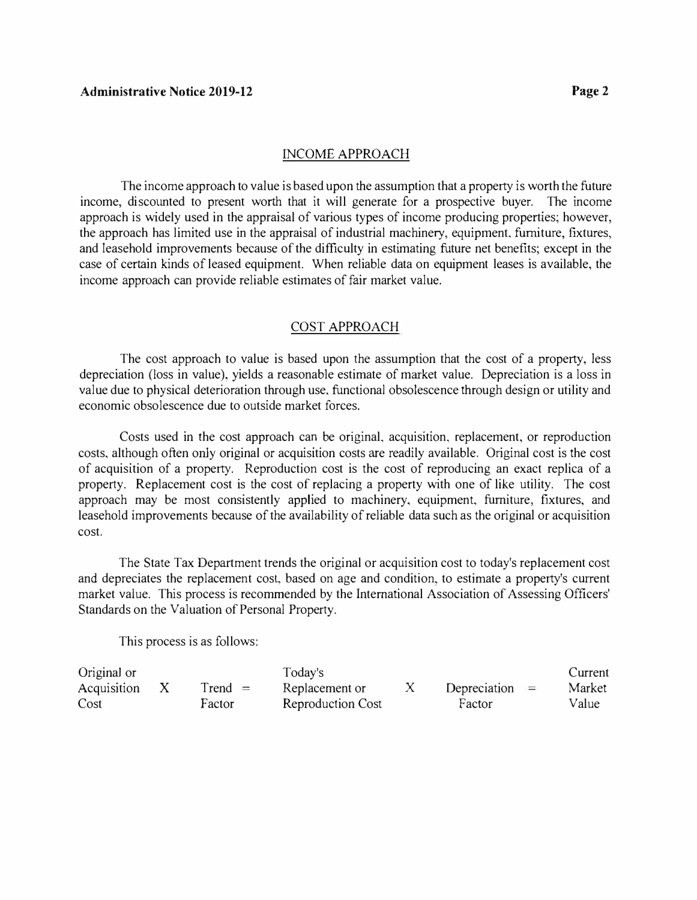## INCOME APPROACH

The income approach to value is based upon the assumption that a property is worth the future income, discounted to present worth that it will generate for a prospective buyer. The income approach is widely used in the appraisal of various types of income producing properties; however, the approach has limited use in the appraisal of industrial machinery, equipment, furniture, fixtures, and leasehold improvements because of the difficulty in estimating future net benefits; except in the case of certain kinds of leased equipment. When reliable data on equipment leases is available, the income approach can provide reliable estimates of fair market value.

## COST APPROACH

The cost approach to value is based upon the assumption that the cost of a property, less depreciation (loss in value), yields a reasonable estimate of market value. Depreciation is a loss in value due to physical deterioration through use, functional obsolescence through design or utility and economic obsolescence due to outside market forces.

Costs used in the cost approach can be original, acquisition, replacement, or reproduction costs, although often only original or acquisition costs are readily available. Original cost is the cost of acquisition of a property. Reproduction cost is the cost of reproducing an exact replica of a property. Replacement cost is the cost of replacing a property with one of like utility. The cost approach may be most consistently applied to machinery, equipment, furniture, fixtures, and leasehold improvements because of the availability of reliable data such as the original or acquisition cost.

The State Tax Department trends the original or acquisition cost to today's replacement cost and depreciates the replacement cost, based on age and condition, to estimate a property's current market value. This process is recommended by the International Association of Assessing Officers' Standards on the Valuation of Personal Property.

This process is as follows:

| Original or Acquisition Cost | X | Trend Factor | = | Today's Replacement or Reproduction Cost | X | Depreciation Factor | = | Current Market Value |
|---|---|---|---|---|---|---|---|---|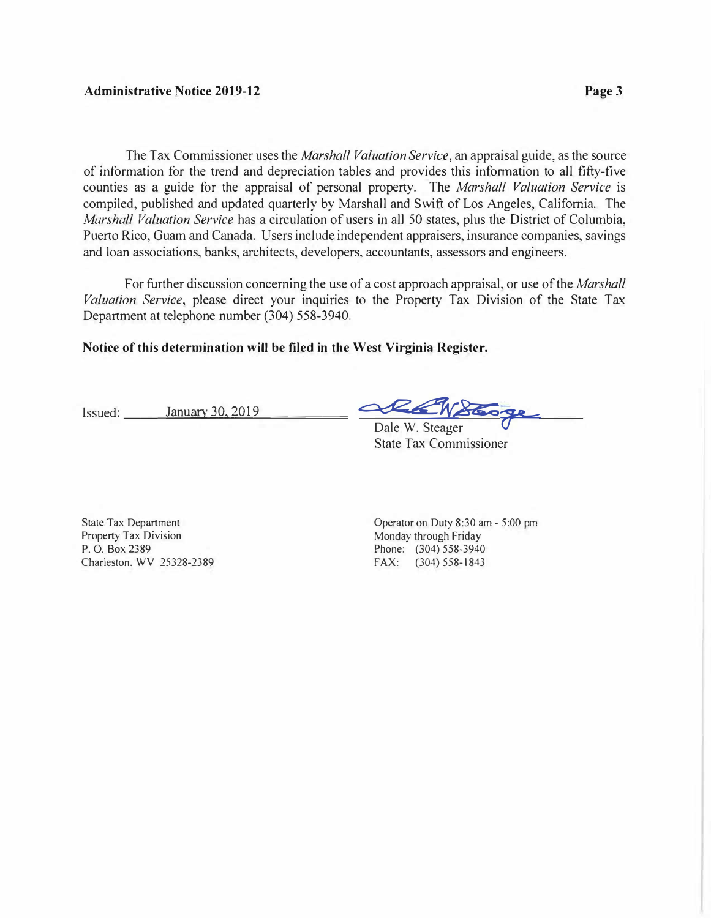The Tax Commissioner uses the *Marshall Valuation Service*, an appraisal guide, as the source of information for the trend and depreciation tables and provides this information to all fifty-five counties as a guide for the appraisal of personal property. The *Marshall Valuation Service* is compiled, published and updated quarterly by Marshall and Swift of Los Angeles, California. The *Marshall Valuation Service* has a circulation of users in all 50 states, plus the District of Columbia, Puerto Rico, Guam and Canada. Users include independent appraisers, insurance companies, savings and loan associations, banks, architects, developers, accountants, assessors and engineers.

For further discussion concerning the use of a cost approach appraisal, or use of the *Marshall Valuation Service*, please direct your inquiries to the Property Tax Division of the State Tax Department at telephone number (304) 558-3940.

**Notice of this determination will be filed in the West Virginia Register.**

Issued: January 30, 2019

Dale W. Steager
State Tax Commissioner

State Tax Department
Property Tax Division
P. O. Box 2389
Charleston, WV 25328-2389

Operator on Duty 8:30 am - 5:00 pm
Monday through Friday
Phone: (304) 558-3940
FAX: (304) 558-1843